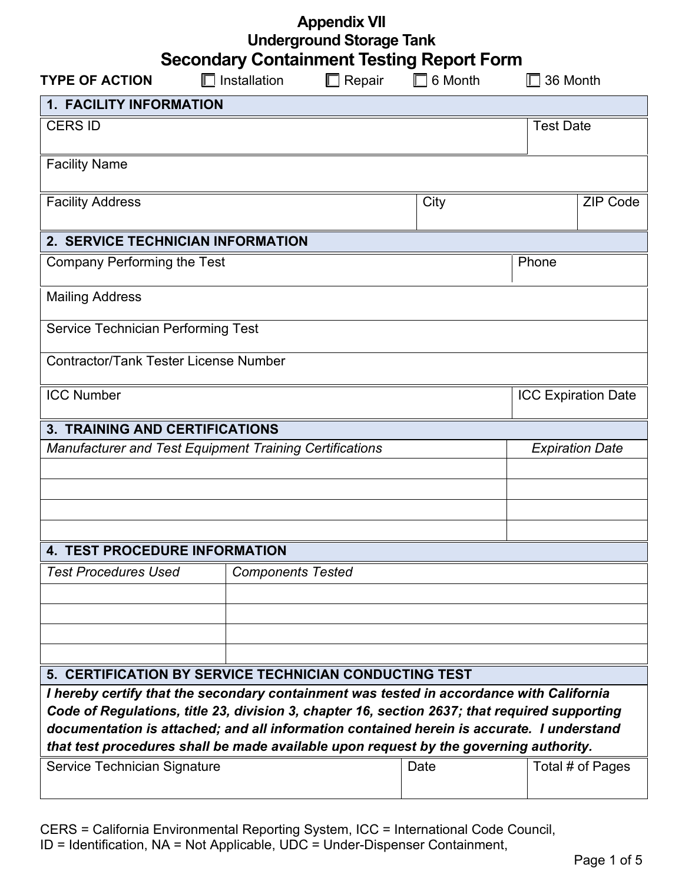# Appendix VII
# Underground Storage Tank
# Secondary Containment Testing Report Form

**TYPE OF ACTION** ☐ Installation ☐ Repair ☐ 6 Month ☐ 36 Month

## 1. FACILITY INFORMATION

| CERS ID | | | Test Date |
|---|---|---|---|
| Facility Name | | | |
| Facility Address | City | | ZIP Code |

## 2. SERVICE TECHNICIAN INFORMATION

| Company Performing the Test | Phone |
|---|---|
| Mailing Address | |
| Service Technician Performing Test | |
| Contractor/Tank Tester License Number | |
| ICC Number | ICC Expiration Date |

## 3. TRAINING AND CERTIFICATIONS

| *Manufacturer and Test Equipment Training Certifications* | *Expiration Date* |
|---|---|
| | |
| | |
| | |
| | |

## 4. TEST PROCEDURE INFORMATION

| *Test Procedures Used* | *Components Tested* |
|---|---|
| | |
| | |
| | |
| | |

## 5. CERTIFICATION BY SERVICE TECHNICIAN CONDUCTING TEST

***I hereby certify that the secondary containment was tested in accordance with California Code of Regulations, title 23, division 3, chapter 16, section 2637; that required supporting documentation is attached; and all information contained herein is accurate. I understand that test procedures shall be made available upon request by the governing authority.***

| Service Technician Signature | Date | Total # of Pages |
|---|---|---|
| | | |

CERS = California Environmental Reporting System, ICC = International Code Council,
ID = Identification, NA = Not Applicable, UDC = Under-Dispenser Containment,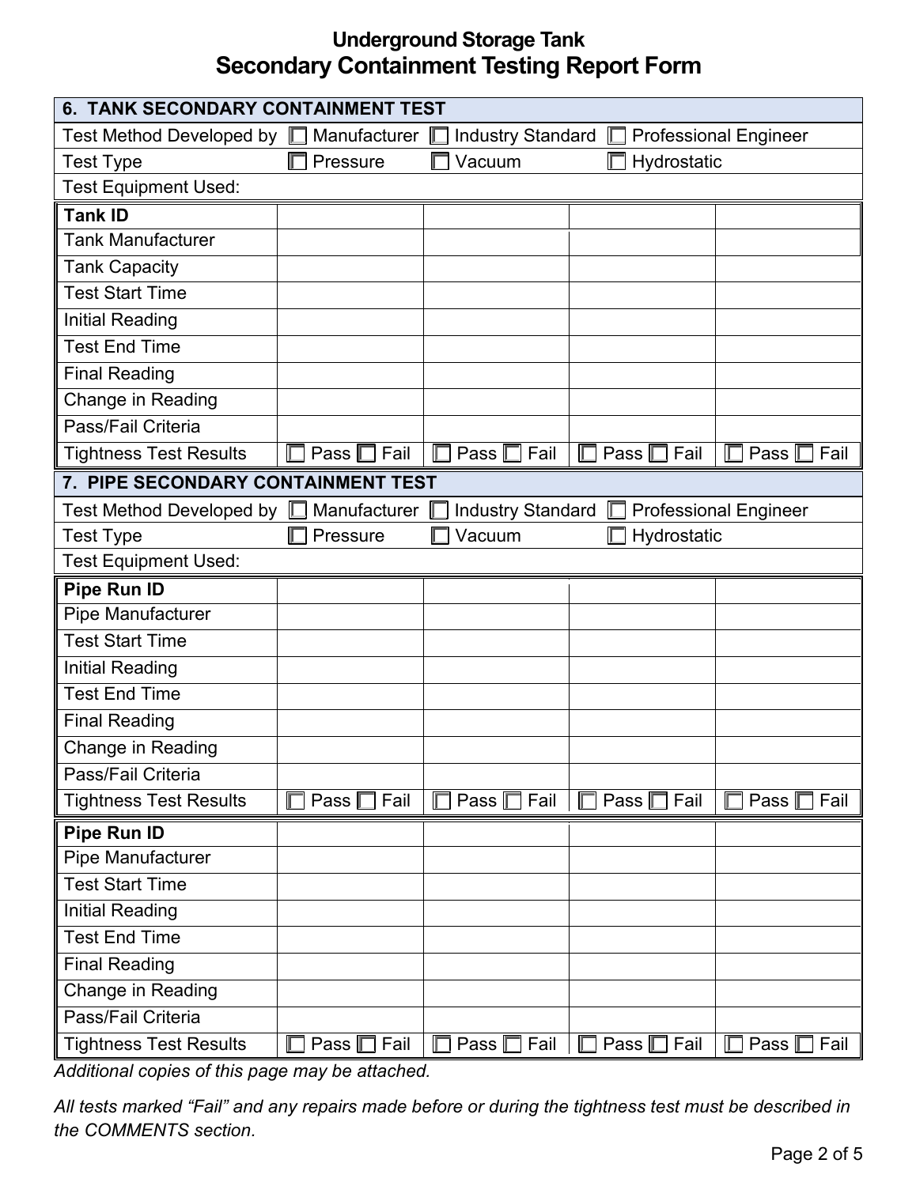# Underground Storage Tank
# Secondary Containment Testing Report Form

## 6. TANK SECONDARY CONTAINMENT TEST

| | | | |
|---|---|---|---|
| Test Method Developed by | ☐ Manufacturer | ☐ Industry Standard | ☐ Professional Engineer |
| Test Type | ☐ Pressure | ☐ Vacuum | ☐ Hydrostatic |
| Test Equipment Used: | | | |

| **Tank ID** | | | | |
|---|---|---|---|---|
| Tank Manufacturer | | | | |
| Tank Capacity | | | | |
| Test Start Time | | | | |
| Initial Reading | | | | |
| Test End Time | | | | |
| Final Reading | | | | |
| Change in Reading | | | | |
| Pass/Fail Criteria | | | | |
| Tightness Test Results | ☐ Pass ☐ Fail | ☐ Pass ☐ Fail | ☐ Pass ☐ Fail | ☐ Pass ☐ Fail |

## 7. PIPE SECONDARY CONTAINMENT TEST

| | | | |
|---|---|---|---|
| Test Method Developed by | ☐ Manufacturer | ☐ Industry Standard | ☐ Professional Engineer |
| Test Type | ☐ Pressure | ☐ Vacuum | ☐ Hydrostatic |
| Test Equipment Used: | | | |

| **Pipe Run ID** | | | | |
|---|---|---|---|---|
| Pipe Manufacturer | | | | |
| Test Start Time | | | | |
| Initial Reading | | | | |
| Test End Time | | | | |
| Final Reading | | | | |
| Change in Reading | | | | |
| Pass/Fail Criteria | | | | |
| Tightness Test Results | ☐ Pass ☐ Fail | ☐ Pass ☐ Fail | ☐ Pass ☐ Fail | ☐ Pass ☐ Fail |

| **Pipe Run ID** | | | | |
|---|---|---|---|---|
| Pipe Manufacturer | | | | |
| Test Start Time | | | | |
| Initial Reading | | | | |
| Test End Time | | | | |
| Final Reading | | | | |
| Change in Reading | | | | |
| Pass/Fail Criteria | | | | |
| Tightness Test Results | ☐ Pass ☐ Fail | ☐ Pass ☐ Fail | ☐ Pass ☐ Fail | ☐ Pass ☐ Fail |

*Additional copies of this page may be attached.*

*All tests marked "Fail" and any repairs made before or during the tightness test must be described in the COMMENTS section.*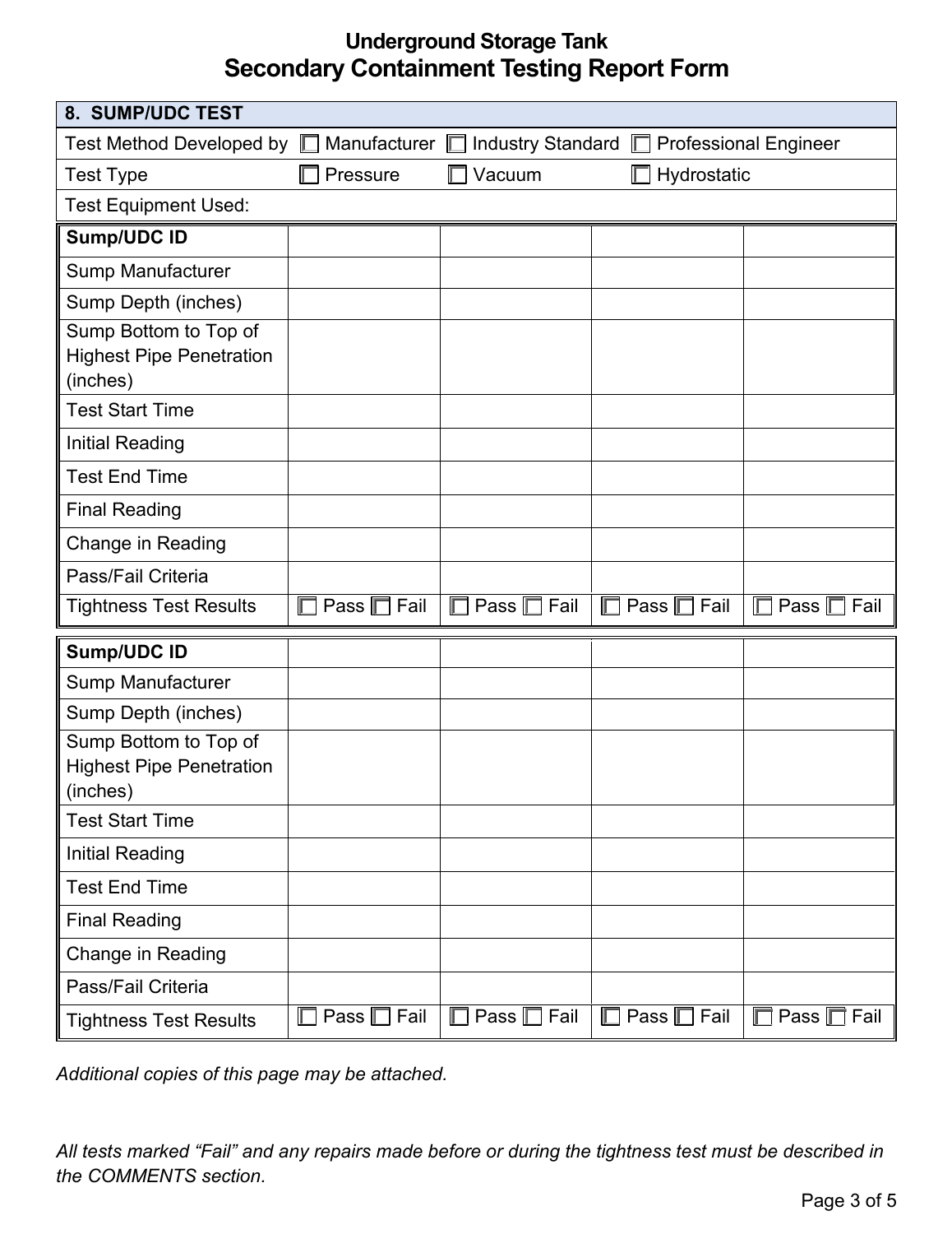# Underground Storage Tank
# Secondary Containment Testing Report Form

## 8. SUMP/UDC TEST

| Test Method Developed by | ☐ Manufacturer | ☐ Industry Standard | ☐ Professional Engineer |
|---|---|---|---|
| Test Type | ☐ Pressure | ☐ Vacuum | ☐ Hydrostatic |
| Test Equipment Used: | | | |

| **Sump/UDC ID** | | | | |
|---|---|---|---|---|
| Sump Manufacturer | | | | |
| Sump Depth (inches) | | | | |
| Sump Bottom to Top of Highest Pipe Penetration (inches) | | | | |
| Test Start Time | | | | |
| Initial Reading | | | | |
| Test End Time | | | | |
| Final Reading | | | | |
| Change in Reading | | | | |
| Pass/Fail Criteria | | | | |
| Tightness Test Results | ☐ Pass ☐ Fail | ☐ Pass ☐ Fail | ☐ Pass ☐ Fail | ☐ Pass ☐ Fail |

| **Sump/UDC ID** | | | | |
|---|---|---|---|---|
| Sump Manufacturer | | | | |
| Sump Depth (inches) | | | | |
| Sump Bottom to Top of Highest Pipe Penetration (inches) | | | | |
| Test Start Time | | | | |
| Initial Reading | | | | |
| Test End Time | | | | |
| Final Reading | | | | |
| Change in Reading | | | | |
| Pass/Fail Criteria | | | | |
| Tightness Test Results | ☐ Pass ☐ Fail | ☐ Pass ☐ Fail | ☐ Pass ☐ Fail | ☐ Pass ☐ Fail |

*Additional copies of this page may be attached.*

*All tests marked "Fail" and any repairs made before or during the tightness test must be described in the COMMENTS section.*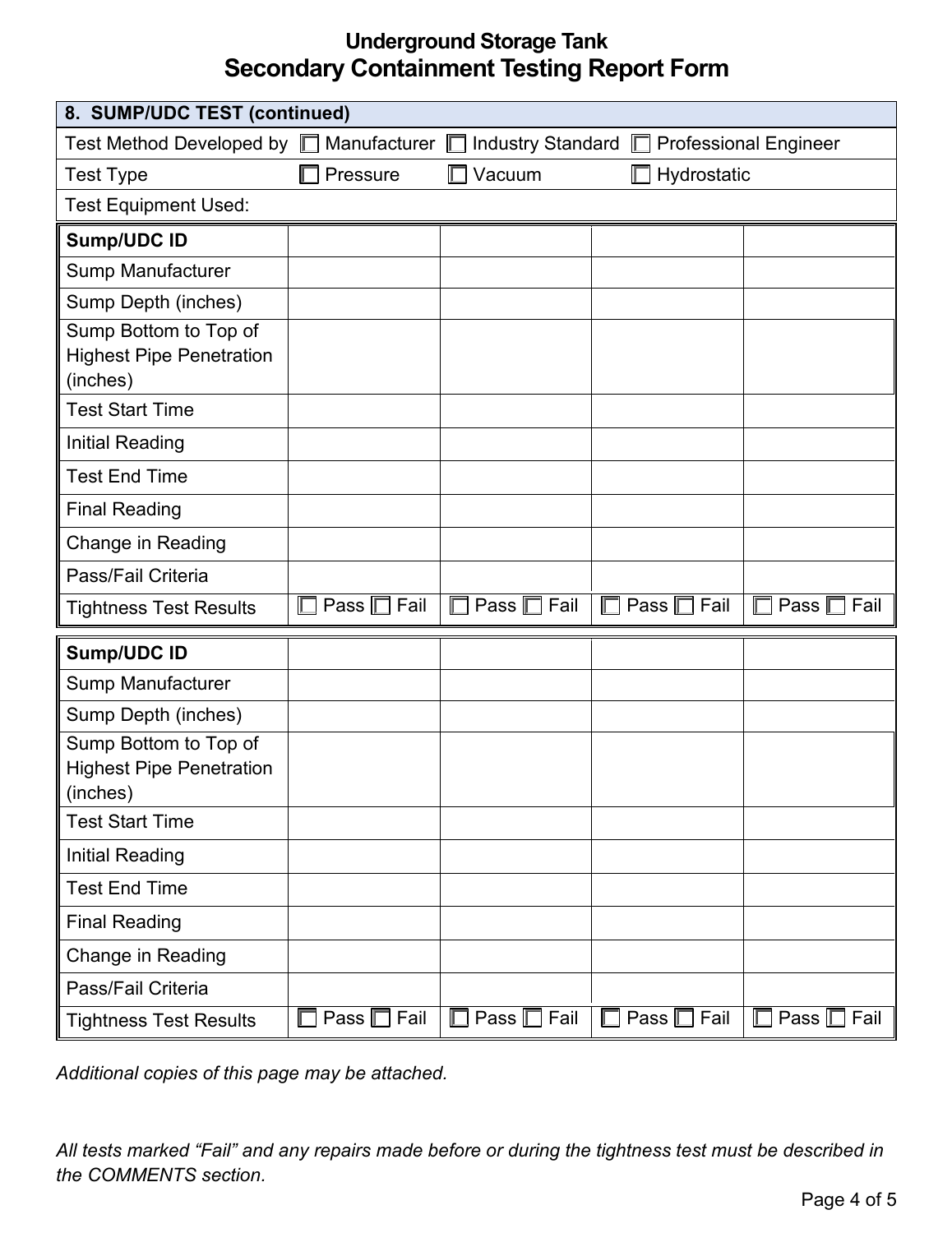## Underground Storage Tank
# Secondary Containment Testing Report Form

| 8. SUMP/UDC TEST (continued) | | | |
|---|---|---|---|
| Test Method Developed by | ☐ Manufacturer | ☐ Industry Standard | ☐ Professional Engineer |
| Test Type | ☐ Pressure | ☐ Vacuum | ☐ Hydrostatic |
| Test Equipment Used: | | | |

| **Sump/UDC ID** | | | | |
|---|---|---|---|---|
| Sump Manufacturer | | | | |
| Sump Depth (inches) | | | | |
| Sump Bottom to Top of Highest Pipe Penetration (inches) | | | | |
| Test Start Time | | | | |
| Initial Reading | | | | |
| Test End Time | | | | |
| Final Reading | | | | |
| Change in Reading | | | | |
| Pass/Fail Criteria | | | | |
| Tightness Test Results | ☐ Pass ☐ Fail | ☐ Pass ☐ Fail | ☐ Pass ☐ Fail | ☐ Pass ☐ Fail |

| **Sump/UDC ID** | | | | |
|---|---|---|---|---|
| Sump Manufacturer | | | | |
| Sump Depth (inches) | | | | |
| Sump Bottom to Top of Highest Pipe Penetration (inches) | | | | |
| Test Start Time | | | | |
| Initial Reading | | | | |
| Test End Time | | | | |
| Final Reading | | | | |
| Change in Reading | | | | |
| Pass/Fail Criteria | | | | |
| Tightness Test Results | ☐ Pass ☐ Fail | ☐ Pass ☐ Fail | ☐ Pass ☐ Fail | ☐ Pass ☐ Fail |

*Additional copies of this page may be attached.*

*All tests marked "Fail" and any repairs made before or during the tightness test must be described in the COMMENTS section.*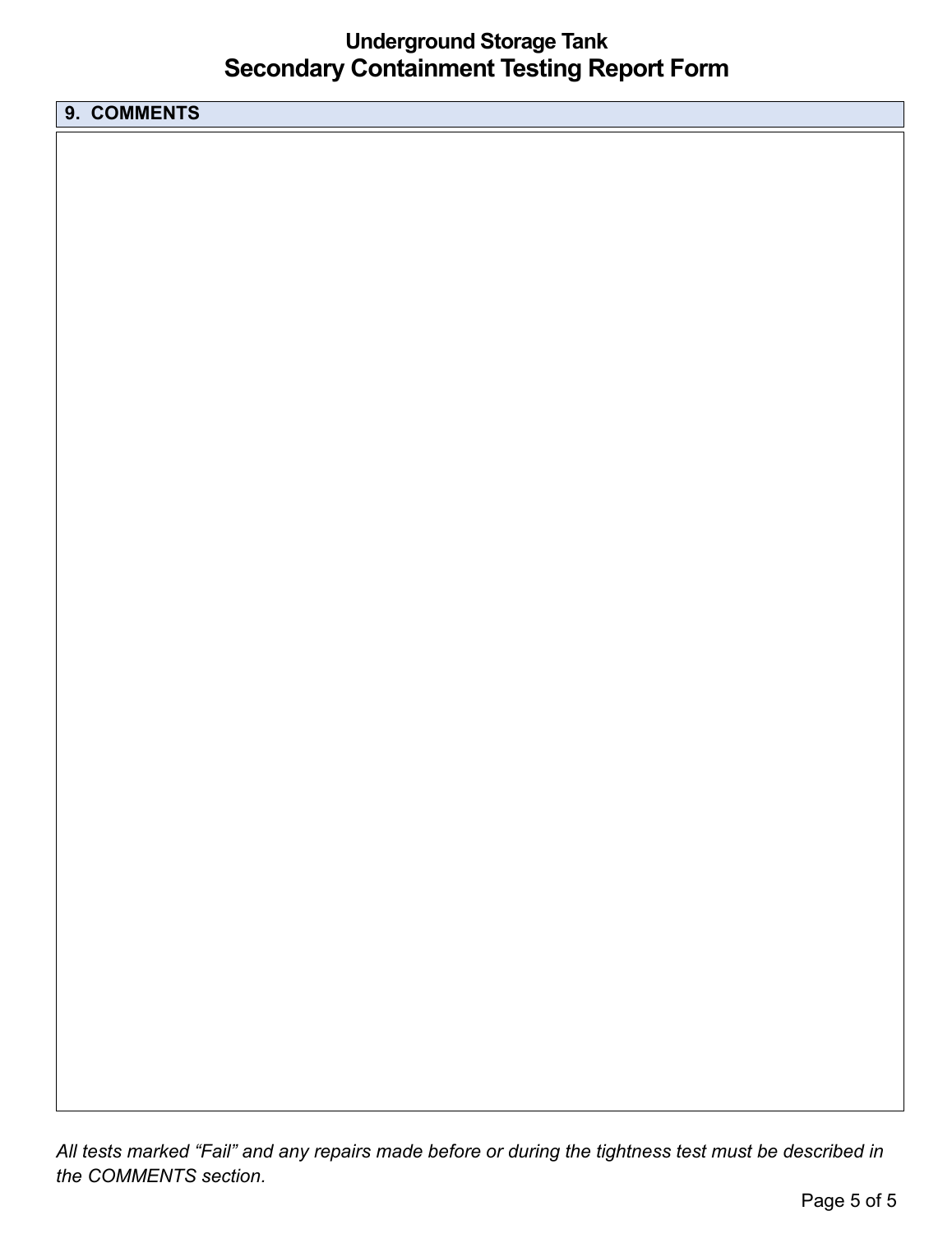## 9. COMMENTS

*All tests marked "Fail" and any repairs made before or during the tightness test must be described in the COMMENTS section.*